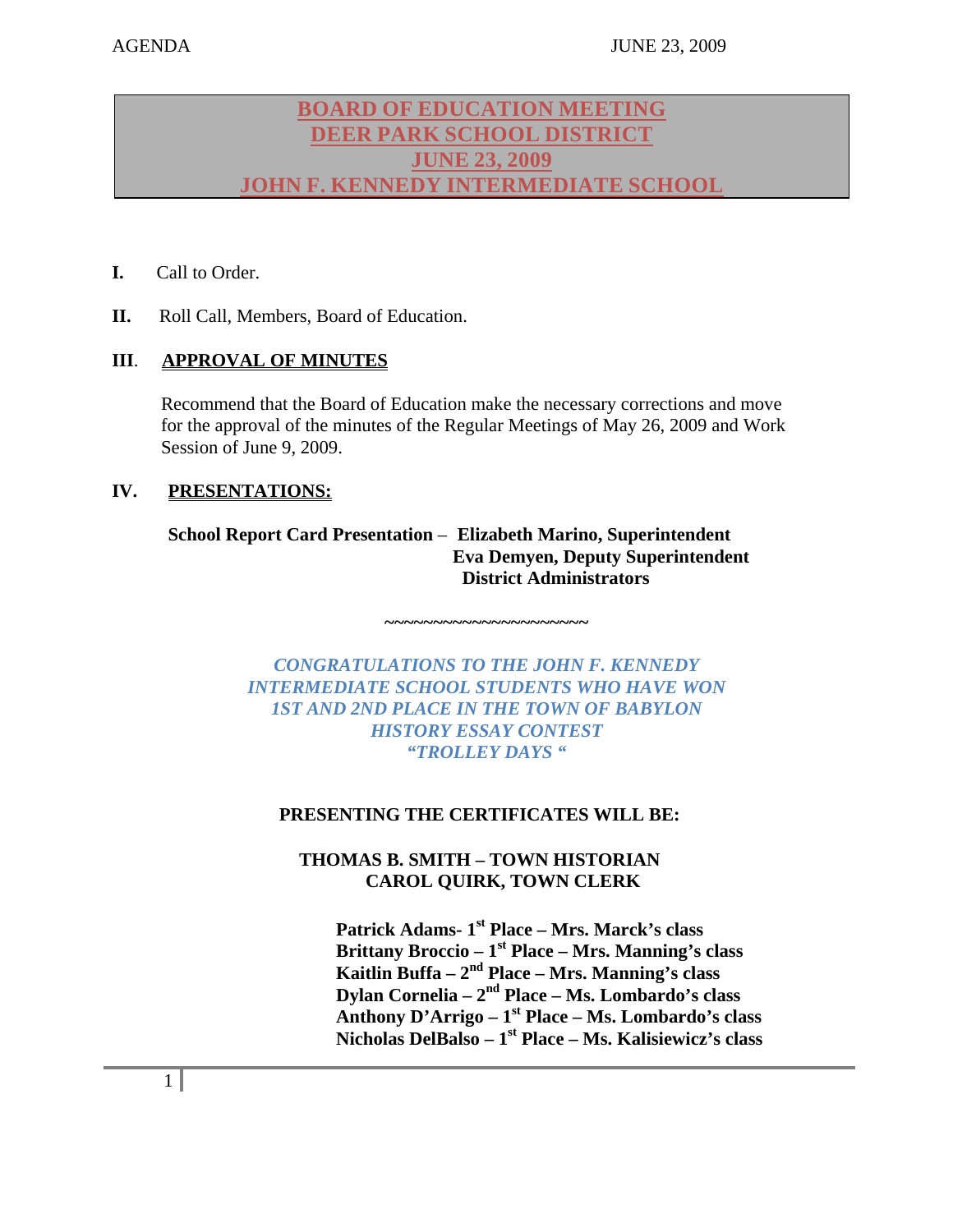# BOARD OF EDUCATION MEETING
# DEER PARK SCHOOL DISTRICT
# JUNE 23, 2009
# JOHN F. KENNEDY INTERMEDIATE SCHOOL

**I.** Call to Order.

**II.** Roll Call, Members, Board of Education.

## III. APPROVAL OF MINUTES

Recommend that the Board of Education make the necessary corrections and move for the approval of the minutes of the Regular Meetings of May 26, 2009 and Work Session of June 9, 2009.

## IV. PRESENTATIONS:

**School Report Card Presentation – Elizabeth Marino, Superintendent**
**Eva Demyen, Deputy Superintendent**
**District Administrators**

~~~~~~~~~~~~~~~~~~~~~~

***CONGRATULATIONS TO THE JOHN F. KENNEDY INTERMEDIATE SCHOOL STUDENTS WHO HAVE WON 1ST AND 2ND PLACE IN THE TOWN OF BABYLON HISTORY ESSAY CONTEST "TROLLEY DAYS "***

**PRESENTING THE CERTIFICATES WILL BE:**

**THOMAS B. SMITH – TOWN HISTORIAN**
**CAROL QUIRK, TOWN CLERK**

**Patrick Adams- 1st Place – Mrs. Marck's class**
**Brittany Broccio – 1st Place – Mrs. Manning's class**
**Kaitlin Buffa – 2nd Place – Mrs. Manning's class**
**Dylan Cornelia – 2nd Place – Ms. Lombardo's class**
**Anthony D'Arrigo – 1st Place – Ms. Lombardo's class**
**Nicholas DelBalso – 1st Place – Ms. Kalisiewicz's class**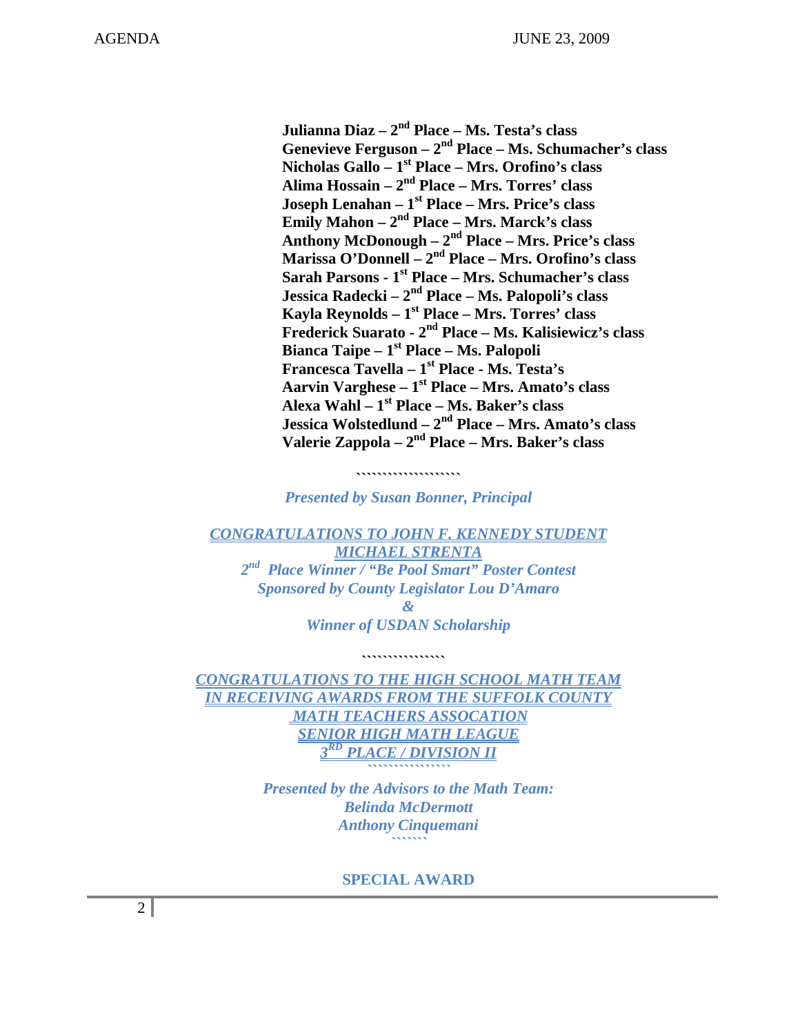**Julianna Diaz – 2nd Place – Ms. Testa's class**
**Genevieve Ferguson – 2nd Place – Ms. Schumacher's class**
**Nicholas Gallo – 1st Place – Mrs. Orofino's class**
**Alima Hossain – 2nd Place – Mrs. Torres' class**
**Joseph Lenahan – 1st Place – Mrs. Price's class**
**Emily Mahon – 2nd Place – Mrs. Marck's class**
**Anthony McDonough – 2nd Place – Mrs. Price's class**
**Marissa O'Donnell – 2nd Place – Mrs. Orofino's class**
**Sarah Parsons - 1st Place – Mrs. Schumacher's class**
**Jessica Radecki – 2nd Place – Ms. Palopoli's class**
**Kayla Reynolds – 1st Place – Mrs. Torres' class**
**Frederick Suarato - 2nd Place – Ms. Kalisiewicz's class**
**Bianca Taipe – 1st Place – Ms. Palopoli**
**Francesca Tavella – 1st Place - Ms. Testa's**
**Aarvin Varghese – 1st Place – Mrs. Amato's class**
**Alexa Wahl – 1st Place – Ms. Baker's class**
**Jessica Wolstedlund – 2nd Place – Mrs. Amato's class**
**Valerie Zappola – 2nd Place – Mrs. Baker's class**

``````````````````

***Presented by Susan Bonner, Principal***

***CONGRATULATIONS TO JOHN F. KENNEDY STUDENT***
***MICHAEL STRENTA***
***2nd Place Winner / "Be Pool Smart" Poster Contest***
***Sponsored by County Legislator Lou D'Amaro***
***&***
***Winner of USDAN Scholarship***

``````````````

***CONGRATULATIONS TO THE HIGH SCHOOL MATH TEAM IN RECEIVING AWARDS FROM THE SUFFOLK COUNTY MATH TEACHERS ASSOCATION***
***SENIOR HIGH MATH LEAGUE***
***3RD PLACE / DIVISION II***

``````````````

***Presented by the Advisors to the Math Team:***
***Belinda McDermott***
***Anthony Cinquemani***

``````

**SPECIAL AWARD**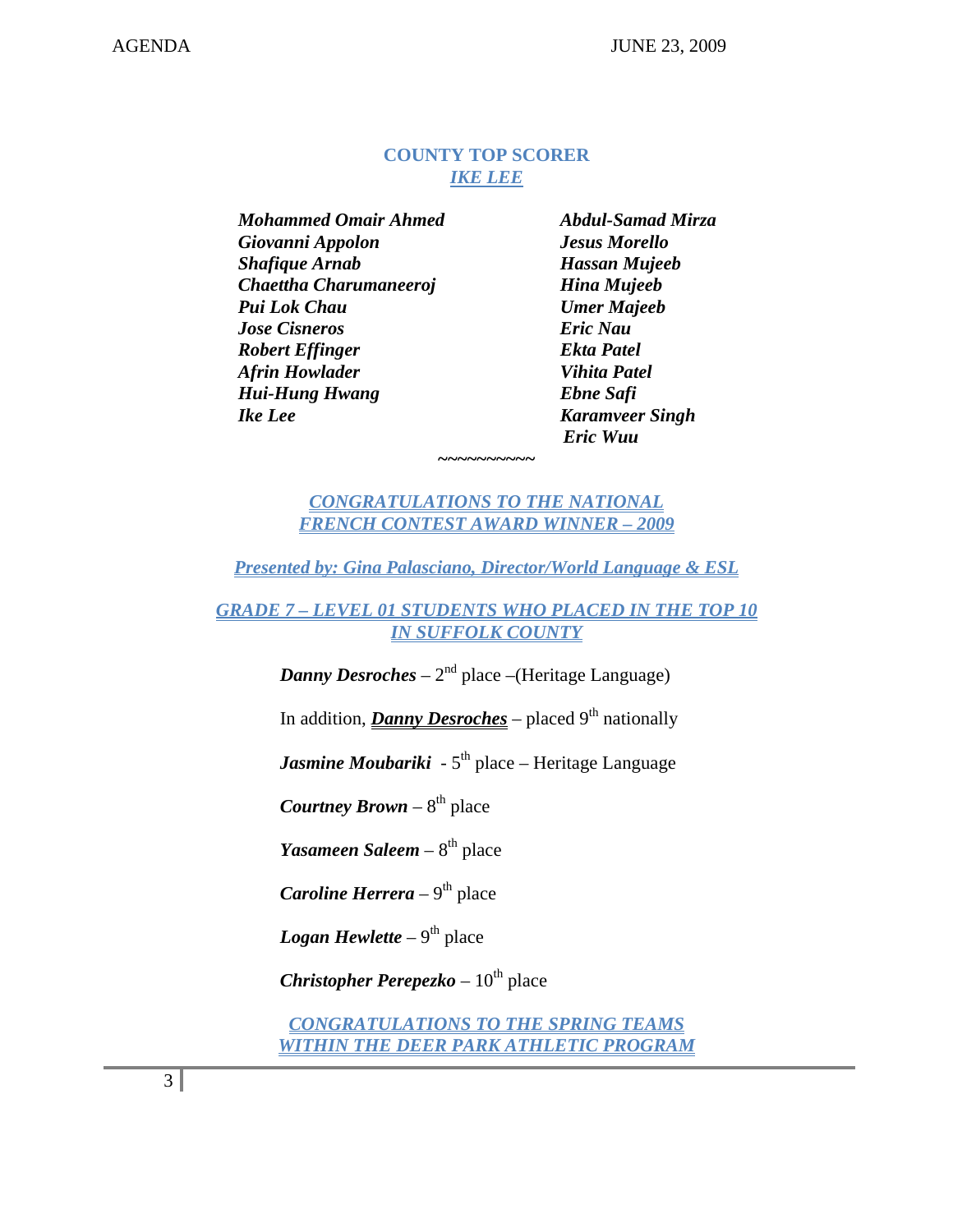**COUNTY TOP SCORER**
***IKE LEE***

***Mohammed Omair Ahmed***
***Giovanni Appolon***
***Shafique Arnab***
***Chaettha Charumaneeroj***
***Pui Lok Chau***
***Jose Cisneros***
***Robert Effinger***
***Afrin Howlader***
***Hui-Hung Hwang***
***Ike Lee***
***Abdul-Samad Mirza***
***Jesus Morello***
***Hassan Mujeeb***
***Hina Mujeeb***
***Umer Majeeb***
***Eric Nau***
***Ekta Patel***
***Vihita Patel***
***Ebne Safi***
***Karamveer Singh***
***Eric Wuu***

~~~~~~~~~~~

***CONGRATULATIONS TO THE NATIONAL FRENCH CONTEST AWARD WINNER – 2009***

***Presented by: Gina Palasciano, Director/World Language & ESL***

***GRADE 7 – LEVEL 01 STUDENTS WHO PLACED IN THE TOP 10 IN SUFFOLK COUNTY***

***Danny Desroches*** – 2nd place –(Heritage Language)

In addition, ***Danny Desroches*** – placed 9th nationally

***Jasmine Moubariki*** - 5th place – Heritage Language

***Courtney Brown*** – 8th place

***Yasameen Saleem*** – 8th place

***Caroline Herrera*** – 9th place

***Logan Hewlette*** – 9th place

***Christopher Perepezko*** – 10th place

***CONGRATULATIONS TO THE SPRING TEAMS WITHIN THE DEER PARK ATHLETIC PROGRAM***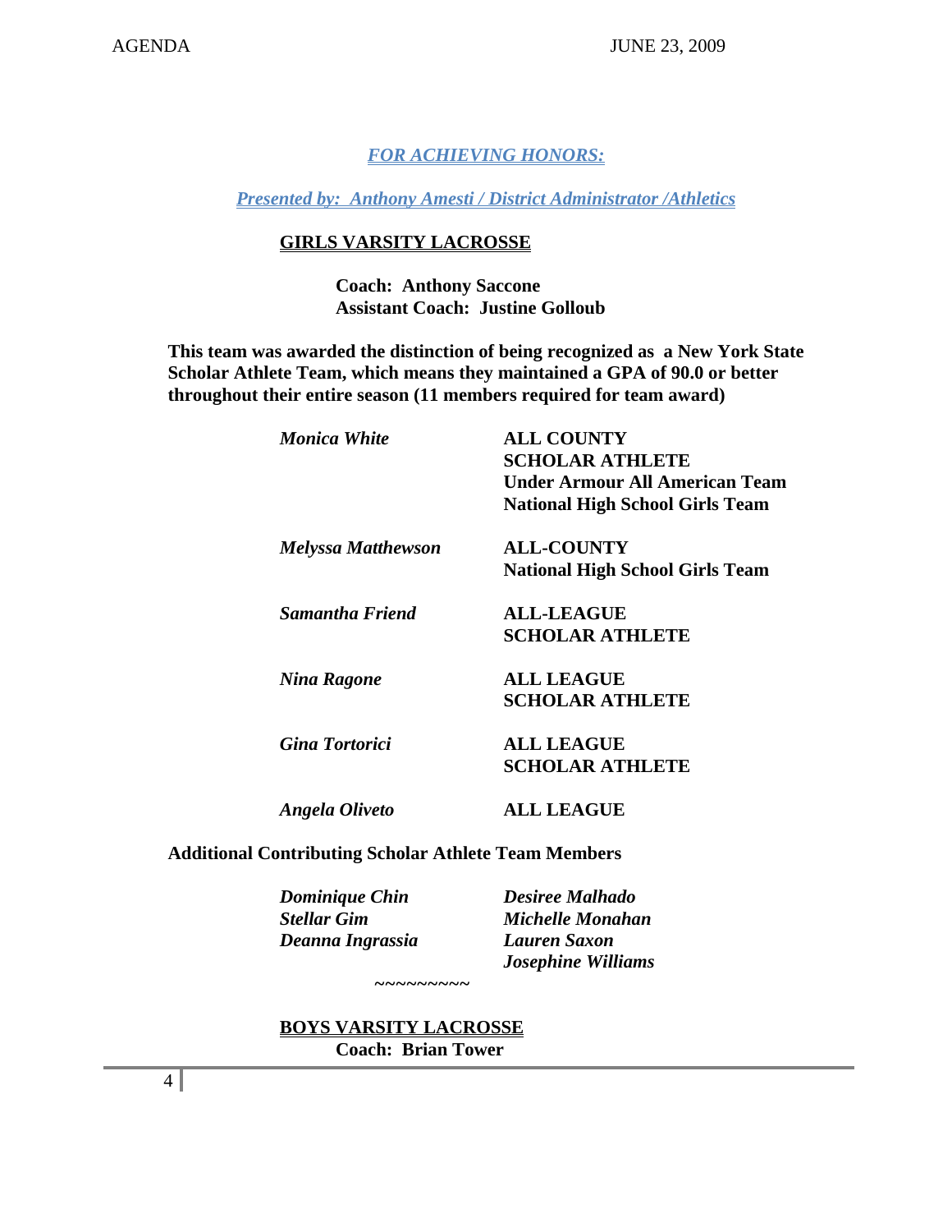***FOR ACHIEVING HONORS:***

***Presented by: Anthony Amesti / District Administrator /Athletics***

**GIRLS VARSITY LACROSSE**

**Coach: Anthony Saccone**
**Assistant Coach: Justine Golloub**

**This team was awarded the distinction of being recognized as a New York State Scholar Athlete Team, which means they maintained a GPA of 90.0 or better throughout their entire season (11 members required for team award)**

| | |
|---|---|
| ***Monica White*** | **ALL COUNTY**<br>**SCHOLAR ATHLETE**<br>**Under Armour All American Team**<br>**National High School Girls Team** |
| ***Melyssa Matthewson*** | **ALL-COUNTY**<br>**National High School Girls Team** |
| ***Samantha Friend*** | **ALL-LEAGUE**<br>**SCHOLAR ATHLETE** |
| ***Nina Ragone*** | **ALL LEAGUE**<br>**SCHOLAR ATHLETE** |
| ***Gina Tortorici*** | **ALL LEAGUE**<br>**SCHOLAR ATHLETE** |
| ***Angela Oliveto*** | **ALL LEAGUE** |

**Additional Contributing Scholar Athlete Team Members**

| | |
|---|---|
| ***Dominique Chin*** | ***Desiree Malhado*** |
| ***Stellar Gim*** | ***Michelle Monahan*** |
| ***Deanna Ingrassia*** | ***Lauren Saxon*** |
| | ***Josephine Williams*** |

~~~~~~~~~

**BOYS VARSITY LACROSSE**

**Coach: Brian Tower**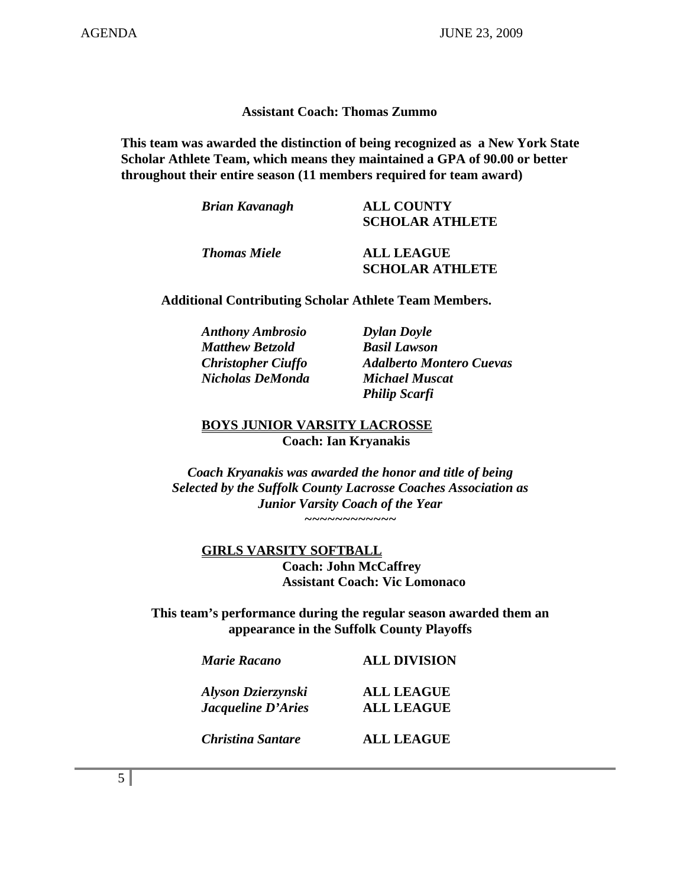**Assistant Coach: Thomas Zummo**

**This team was awarded the distinction of being recognized as a New York State Scholar Athlete Team, which means they maintained a GPA of 90.00 or better throughout their entire season (11 members required for team award)**

| | |
|---|---|
| ***Brian Kavanagh*** | **ALL COUNTY SCHOLAR ATHLETE** |
| ***Thomas Miele*** | **ALL LEAGUE SCHOLAR ATHLETE** |

**Additional Contributing Scholar Athlete Team Members.**

| | |
|---|---|
| *Anthony Ambrosio* | *Dylan Doyle* |
| *Matthew Betzold* | *Basil Lawson* |
| *Christopher Ciuffo* | *Adalberto Montero Cuevas* |
| *Nicholas DeMonda* | *Michael Muscat* |
| | *Philip Scarfi* |

**BOYS JUNIOR VARSITY LACROSSE**
**Coach: Ian Kryanakis**

***Coach Kryanakis was awarded the honor and title of being Selected by the Suffolk County Lacrosse Coaches Association as Junior Varsity Coach of the Year***

~~~~~~~~~~~~

**GIRLS VARSITY SOFTBALL**
**Coach: John McCaffrey**
**Assistant Coach: Vic Lomonaco**

**This team's performance during the regular season awarded them an appearance in the Suffolk County Playoffs**

| | |
|---|---|
| ***Marie Racano*** | **ALL DIVISION** |
| ***Alyson Dzierzynski*** | **ALL LEAGUE** |
| ***Jacqueline D'Aries*** | **ALL LEAGUE** |
| ***Christina Santare*** | **ALL LEAGUE** |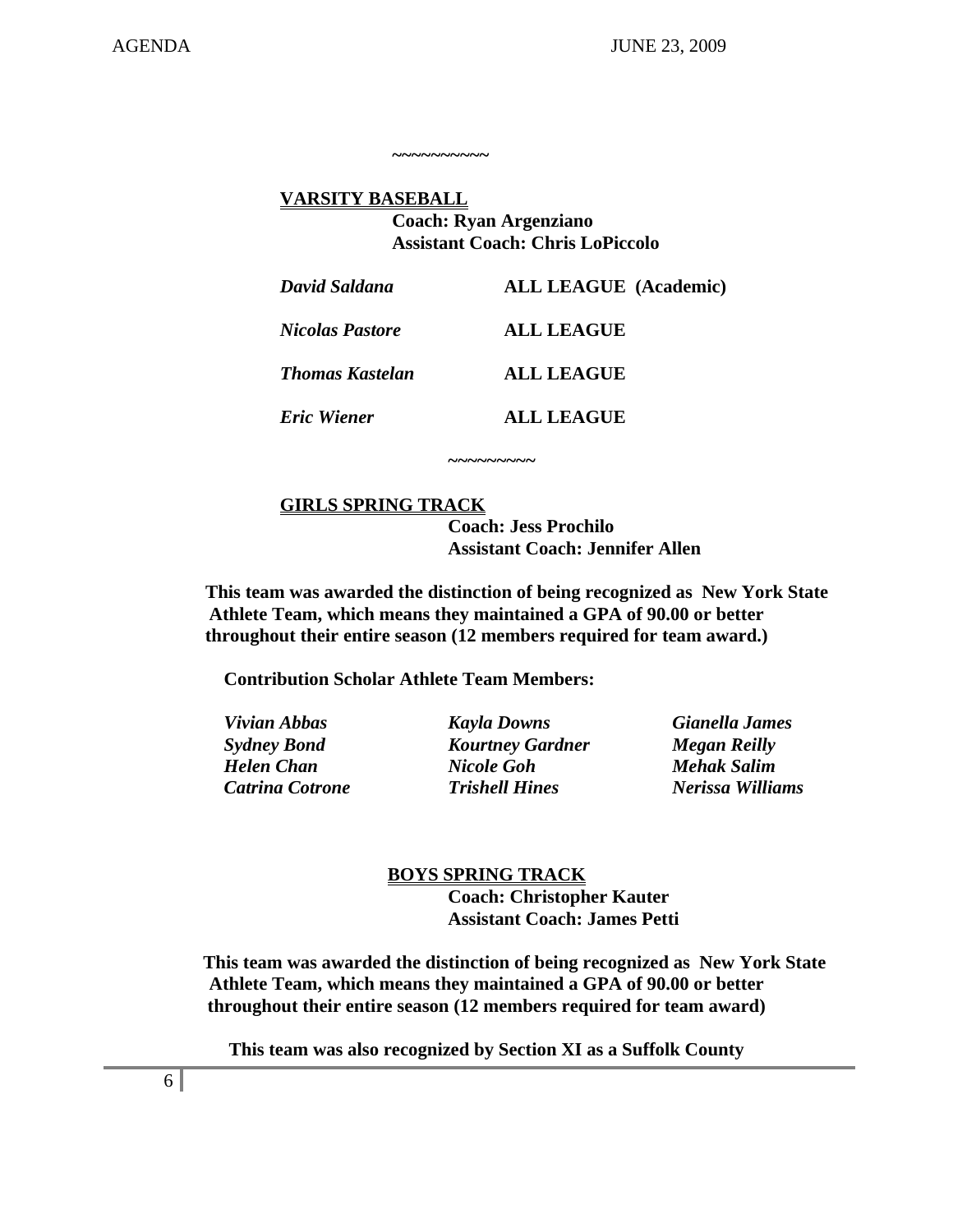~~~~~~~~~~

**VARSITY BASEBALL**

**Coach: Ryan Argenziano**
**Assistant Coach: Chris LoPiccolo**

| | |
|---|---|
| ***David Saldana*** | **ALL LEAGUE (Academic)** |
| ***Nicolas Pastore*** | **ALL LEAGUE** |
| ***Thomas Kastelan*** | **ALL LEAGUE** |
| ***Eric Wiener*** | **ALL LEAGUE** |

~~~~~~~~~

**GIRLS SPRING TRACK**

**Coach: Jess Prochilo**
**Assistant Coach: Jennifer Allen**

**This team was awarded the distinction of being recognized as New York State Athlete Team, which means they maintained a GPA of 90.00 or better throughout their entire season (12 members required for team award.)**

**Contribution Scholar Athlete Team Members:**

| | | |
|---|---|---|
| ***Vivian Abbas*** | ***Kayla Downs*** | ***Gianella James*** |
| ***Sydney Bond*** | ***Kourtney Gardner*** | ***Megan Reilly*** |
| ***Helen Chan*** | ***Nicole Goh*** | ***Mehak Salim*** |
| ***Catrina Cotrone*** | ***Trishell Hines*** | ***Nerissa Williams*** |

**BOYS SPRING TRACK**

**Coach: Christopher Kauter**
**Assistant Coach: James Petti**

**This team was awarded the distinction of being recognized as New York State Athlete Team, which means they maintained a GPA of 90.00 or better throughout their entire season (12 members required for team award)**

**This team was also recognized by Section XI as a Suffolk County**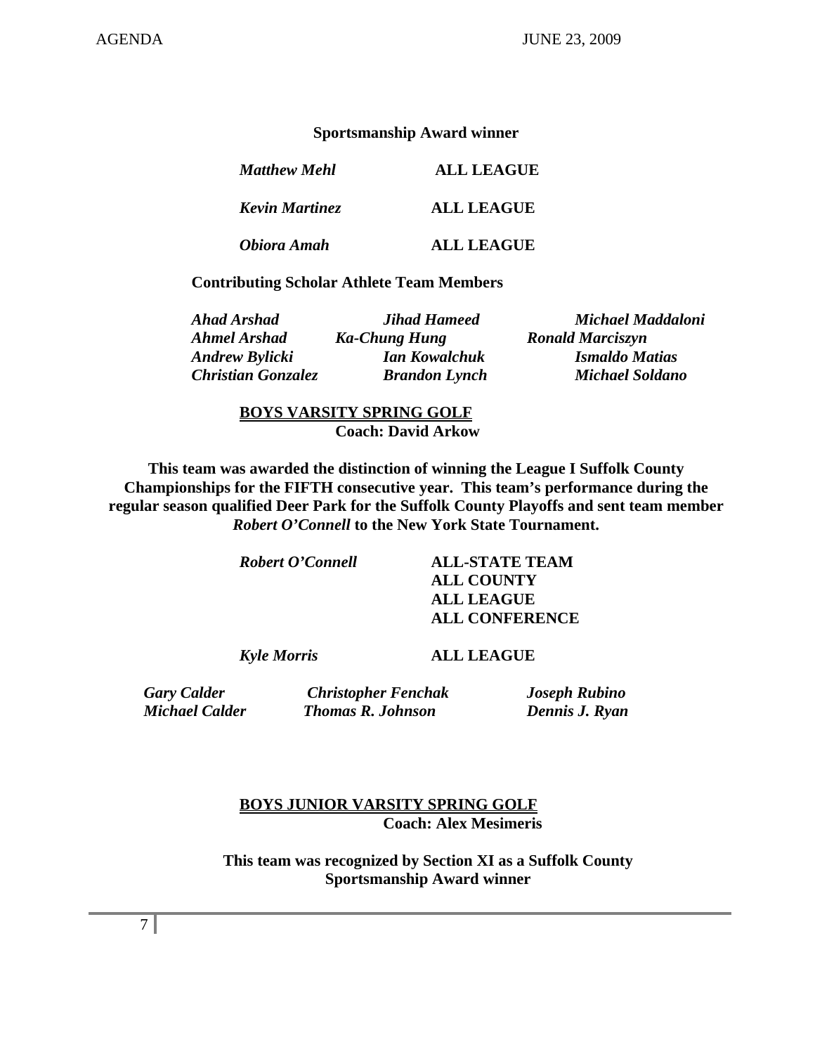**Sportsmanship Award winner**

| | |
|---|---|
| *Matthew Mehl* | **ALL LEAGUE** |
| *Kevin Martinez* | **ALL LEAGUE** |
| *Obiora Amah* | **ALL LEAGUE** |

**Contributing Scholar Athlete Team Members**

| | | |
|---|---|---|
| *Ahad Arshad* | *Jihad Hameed* | *Michael Maddaloni* |
| *Ahmel Arshad* | *Ka-Chung Hung* | *Ronald Marciszyn* |
| *Andrew Bylicki* | *Ian Kowalchuk* | *Ismaldo Matias* |
| *Christian Gonzalez* | *Brandon Lynch* | *Michael Soldano* |

**BOYS VARSITY SPRING GOLF**
**Coach: David Arkow**

**This team was awarded the distinction of winning the League I Suffolk County Championships for the FIFTH consecutive year. This team's performance during the regular season qualified Deer Park for the Suffolk County Playoffs and sent team member *Robert O'Connell* to the New York State Tournament.**

| | |
|---|---|
| *Robert O'Connell* | **ALL-STATE TEAM** |
| | **ALL COUNTY** |
| | **ALL LEAGUE** |
| | **ALL CONFERENCE** |
| *Kyle Morris* | **ALL LEAGUE** |

| | | |
|---|---|---|
| *Gary Calder* | *Christopher Fenchak* | *Joseph Rubino* |
| *Michael Calder* | *Thomas R. Johnson* | *Dennis J. Ryan* |

**BOYS JUNIOR VARSITY SPRING GOLF**
**Coach: Alex Mesimeris**

**This team was recognized by Section XI as a Suffolk County Sportsmanship Award winner**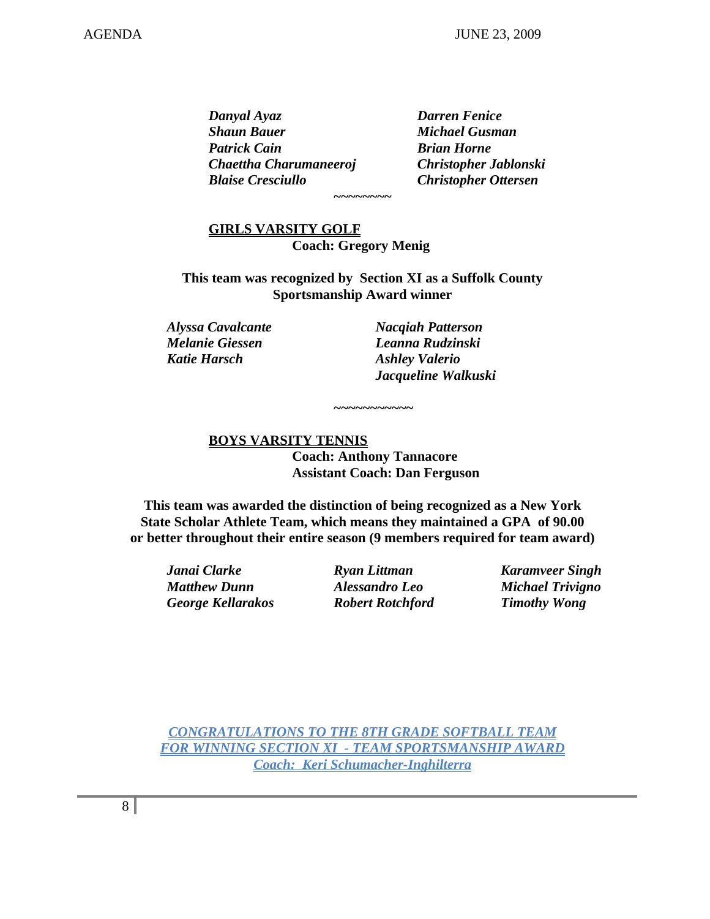*Danyal Ayaz*
*Shaun Bauer*
*Patrick Cain*
*Chaettha Charumaneeroj*
*Blaise Cresciullo*
*Darren Fenice*
*Michael Gusman*
*Brian Horne*
*Christopher Jablonski*
*Christopher Ottersen*

~~~~~~~~

**GIRLS VARSITY GOLF**

**Coach: Gregory Menig**

**This team was recognized by Section XI as a Suffolk County Sportsmanship Award winner**

*Alyssa Cavalcante*
*Melanie Giessen*
*Katie Harsch*
*Nacqiah Patterson*
*Leanna Rudzinski*
*Ashley Valerio*
*Jacqueline Walkuski*

~~~~~~~~~~~

**BOYS VARSITY TENNIS**

**Coach: Anthony Tannacore**
**Assistant Coach: Dan Ferguson**

**This team was awarded the distinction of being recognized as a New York State Scholar Athlete Team, which means they maintained a GPA of 90.00 or better throughout their entire season (9 members required for team award)**

*Janai Clarke*
*Matthew Dunn*
*George Kellarakos*
*Ryan Littman*
*Alessandro Leo*
*Robert Rotchford*
*Karamveer Singh*
*Michael Trivigno*
*Timothy Wong*

*CONGRATULATIONS TO THE 8TH GRADE SOFTBALL TEAM FOR WINNING SECTION XI - TEAM SPORTSMANSHIP AWARD*
*Coach: Keri Schumacher-Inghilterra*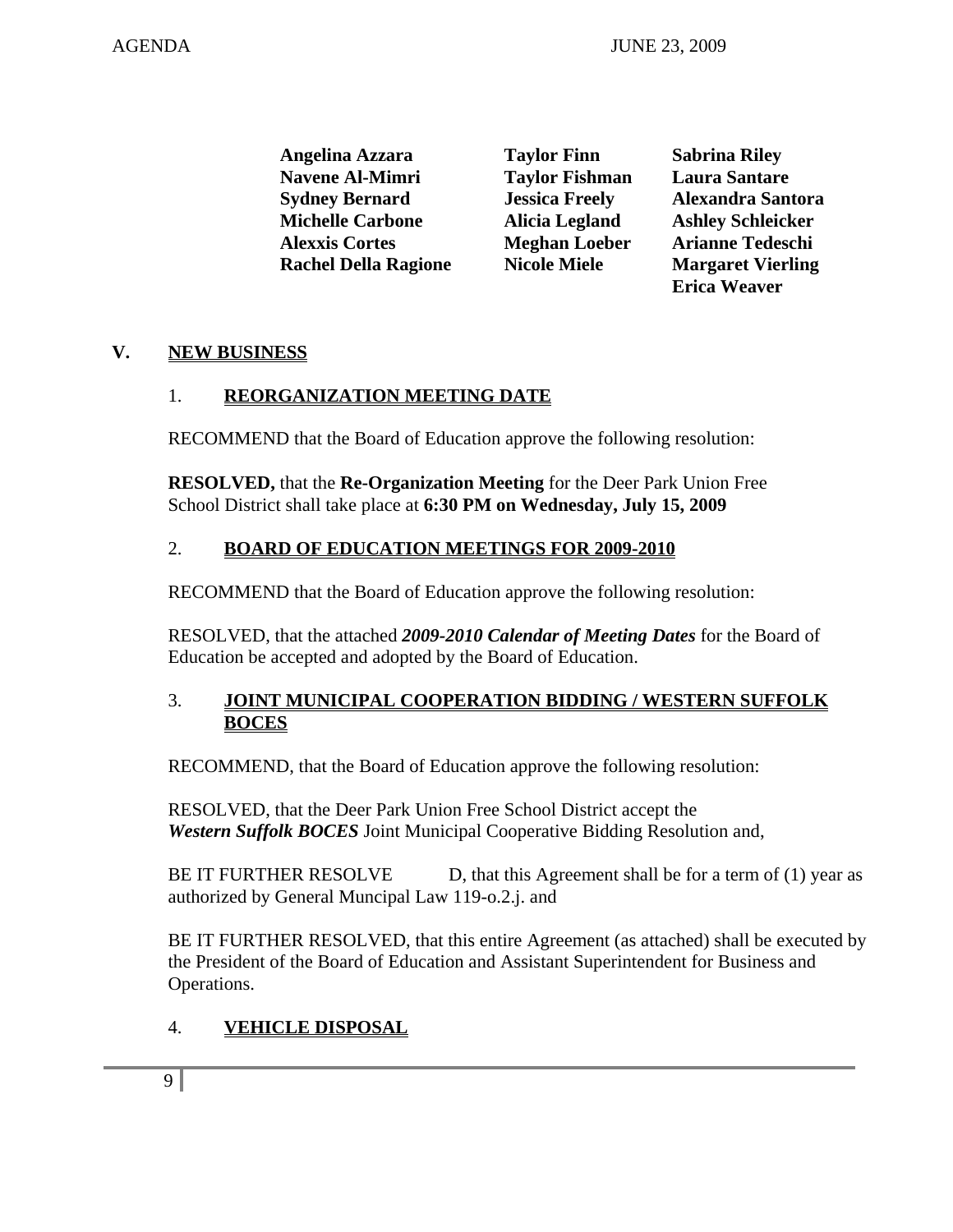**Angelina Azzara**
**Navene Al-Mimri**
**Sydney Bernard**
**Michelle Carbone**
**Alexxis Cortes**
**Rachel Della Ragione**
**Taylor Finn**
**Taylor Fishman**
**Jessica Freely**
**Alicia Legland**
**Meghan Loeber**
**Nicole Miele**
**Sabrina Riley**
**Laura Santare**
**Alexandra Santora**
**Ashley Schleicker**
**Arianne Tedeschi**
**Margaret Vierling**
**Erica Weaver**

## V. NEW BUSINESS

### 1. REORGANIZATION MEETING DATE

RECOMMEND that the Board of Education approve the following resolution:

**RESOLVED,** that the **Re-Organization Meeting** for the Deer Park Union Free School District shall take place at **6:30 PM on Wednesday, July 15, 2009**

### 2. BOARD OF EDUCATION MEETINGS FOR 2009-2010

RECOMMEND that the Board of Education approve the following resolution:

RESOLVED, that the attached ***2009-2010 Calendar of Meeting Dates*** for the Board of Education be accepted and adopted by the Board of Education.

### 3. JOINT MUNICIPAL COOPERATION BIDDING / WESTERN SUFFOLK BOCES

RECOMMEND, that the Board of Education approve the following resolution:

RESOLVED, that the Deer Park Union Free School District accept the ***Western Suffolk BOCES*** Joint Municipal Cooperative Bidding Resolution and,

BE IT FURTHER RESOLVE D, that this Agreement shall be for a term of (1) year as authorized by General Muncipal Law 119-o.2.j. and

BE IT FURTHER RESOLVED, that this entire Agreement (as attached) shall be executed by the President of the Board of Education and Assistant Superintendent for Business and Operations.

### 4. VEHICLE DISPOSAL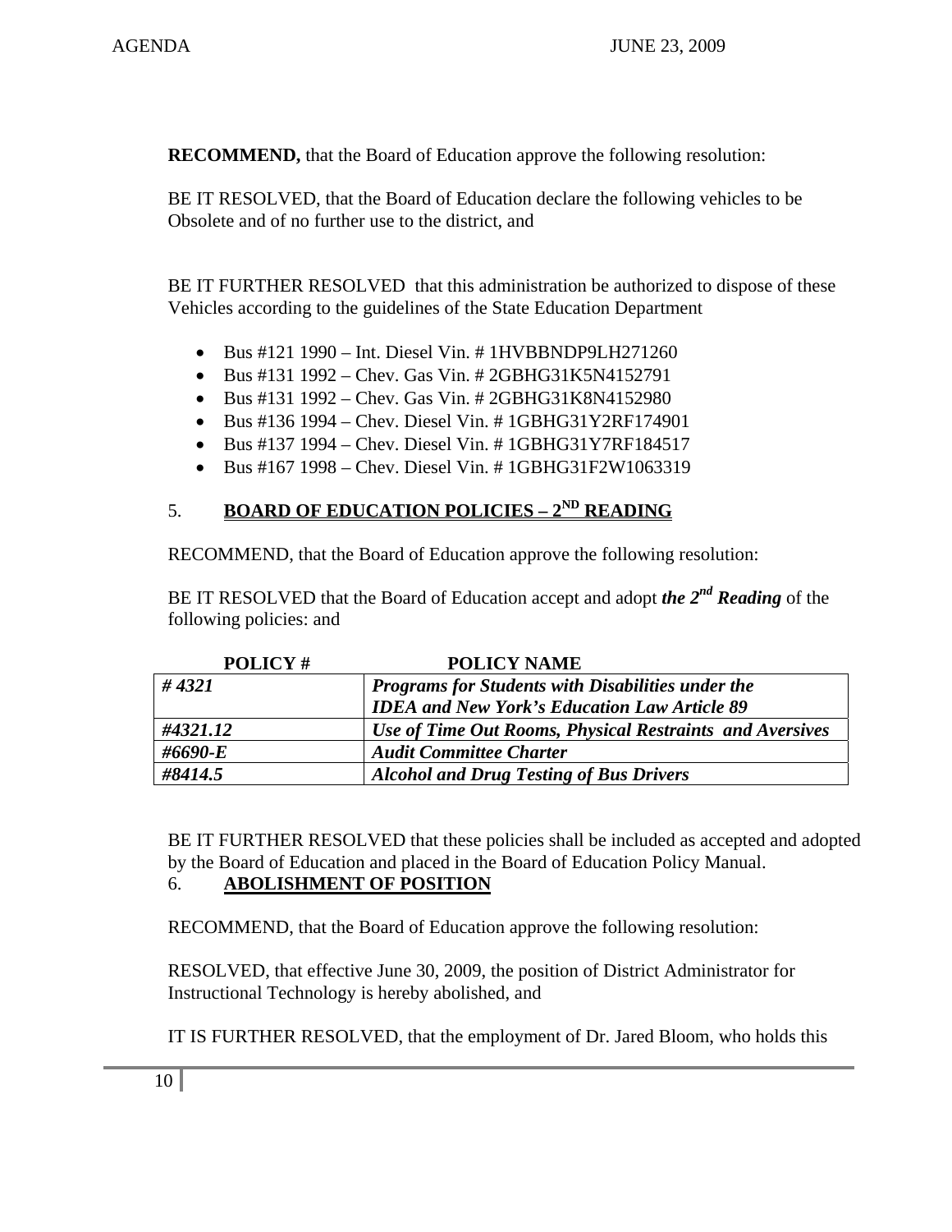**RECOMMEND,** that the Board of Education approve the following resolution:

BE IT RESOLVED, that the Board of Education declare the following vehicles to be Obsolete and of no further use to the district, and

BE IT FURTHER RESOLVED that this administration be authorized to dispose of these Vehicles according to the guidelines of the State Education Department

- Bus #121 1990 – Int. Diesel Vin. # 1HVBBNDP9LH271260
- Bus #131 1992 – Chev. Gas Vin. # 2GBHG31K5N4152791
- Bus #131 1992 – Chev. Gas Vin. # 2GBHG31K8N4152980
- Bus #136 1994 – Chev. Diesel Vin. # 1GBHG31Y2RF174901
- Bus #137 1994 – Chev. Diesel Vin. # 1GBHG31Y7RF184517
- Bus #167 1998 – Chev. Diesel Vin. # 1GBHG31F2W1063319

5. **BOARD OF EDUCATION POLICIES – 2ND READING**

RECOMMEND, that the Board of Education approve the following resolution:

BE IT RESOLVED that the Board of Education accept and adopt ***the 2nd Reading*** of the following policies: and

| POLICY # | POLICY NAME |
|---|---|
| ***# 4321*** | ***Programs for Students with Disabilities under the IDEA and New York's Education Law Article 89*** |
| ***#4321.12*** | ***Use of Time Out Rooms, Physical Restraints and Aversives*** |
| ***#6690-E*** | ***Audit Committee Charter*** |
| ***#8414.5*** | ***Alcohol and Drug Testing of Bus Drivers*** |

BE IT FURTHER RESOLVED that these policies shall be included as accepted and adopted by the Board of Education and placed in the Board of Education Policy Manual.

6. **ABOLISHMENT OF POSITION**

RECOMMEND, that the Board of Education approve the following resolution:

RESOLVED, that effective June 30, 2009, the position of District Administrator for Instructional Technology is hereby abolished, and

IT IS FURTHER RESOLVED, that the employment of Dr. Jared Bloom, who holds this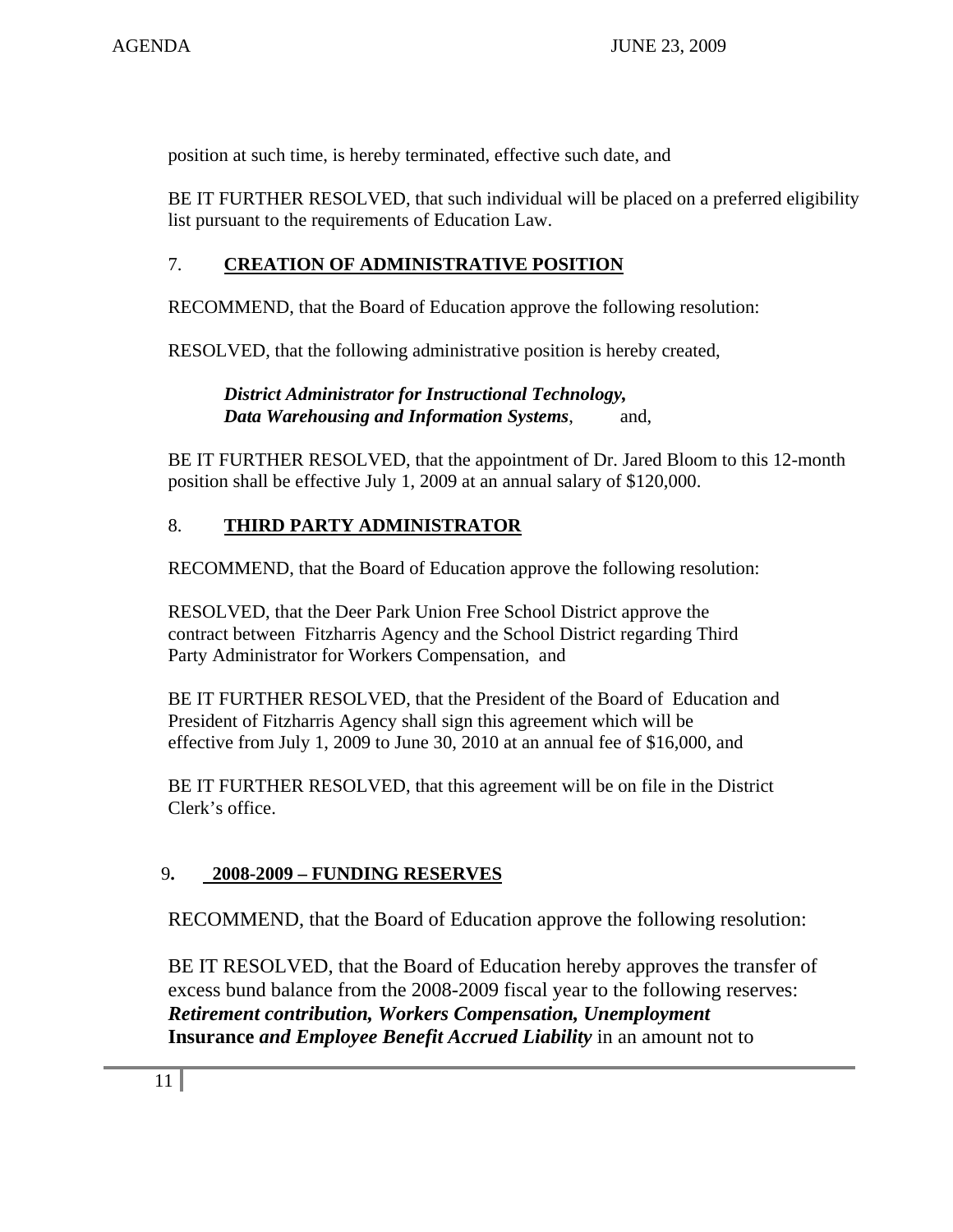position at such time, is hereby terminated, effective such date, and

BE IT FURTHER RESOLVED, that such individual will be placed on a preferred eligibility list pursuant to the requirements of Education Law.

7. **CREATION OF ADMINISTRATIVE POSITION**

RECOMMEND, that the Board of Education approve the following resolution:

RESOLVED, that the following administrative position is hereby created,

***District Administrator for Instructional Technology, Data Warehousing and Information Systems***, and,

BE IT FURTHER RESOLVED, that the appointment of Dr. Jared Bloom to this 12-month position shall be effective July 1, 2009 at an annual salary of $120,000.

8. **THIRD PARTY ADMINISTRATOR**

RECOMMEND, that the Board of Education approve the following resolution:

RESOLVED, that the Deer Park Union Free School District approve the contract between Fitzharris Agency and the School District regarding Third Party Administrator for Workers Compensation, and

BE IT FURTHER RESOLVED, that the President of the Board of Education and President of Fitzharris Agency shall sign this agreement which will be effective from July 1, 2009 to June 30, 2010 at an annual fee of $16,000, and

BE IT FURTHER RESOLVED, that this agreement will be on file in the District Clerk's office.

9. **2008-2009 – FUNDING RESERVES**

RECOMMEND, that the Board of Education approve the following resolution:

BE IT RESOLVED, that the Board of Education hereby approves the transfer of excess bund balance from the 2008-2009 fiscal year to the following reserves: ***Retirement contribution, Workers Compensation, Unemployment*** **Insurance** ***and Employee Benefit Accrued Liability*** in an amount not to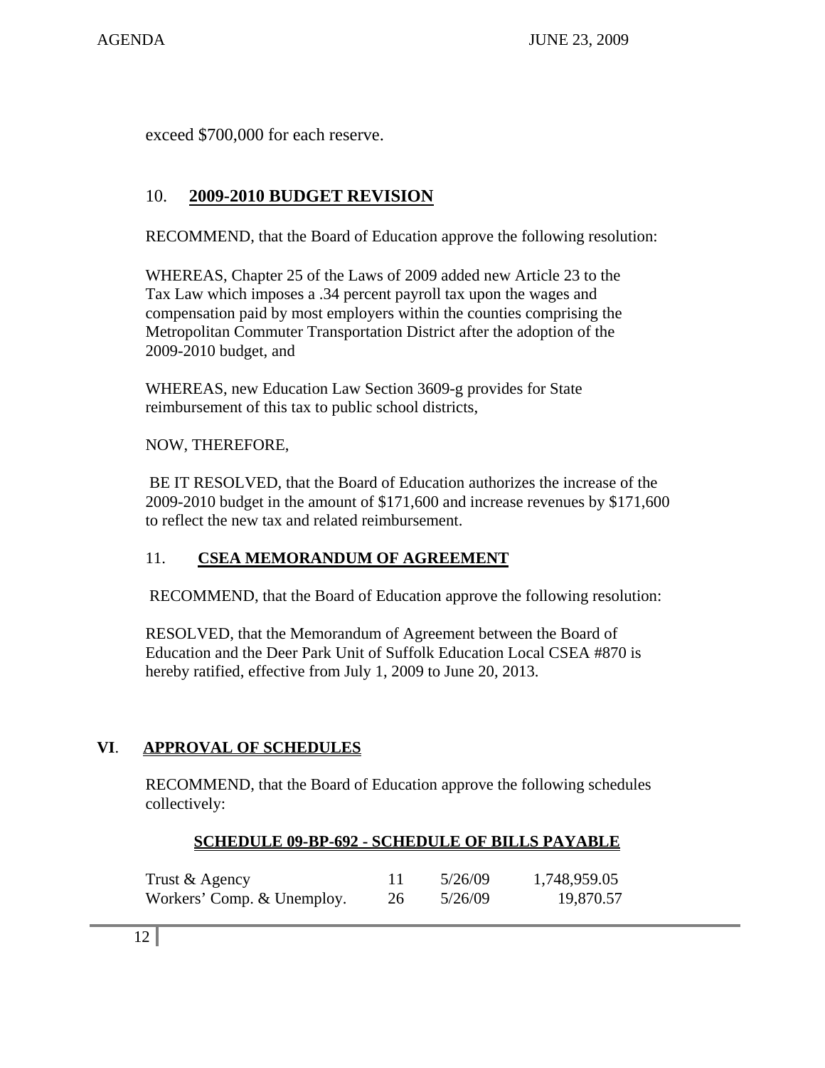exceed $700,000 for each reserve.

## 10. **2009-2010 BUDGET REVISION**

RECOMMEND, that the Board of Education approve the following resolution:

WHEREAS, Chapter 25 of the Laws of 2009 added new Article 23 to the Tax Law which imposes a .34 percent payroll tax upon the wages and compensation paid by most employers within the counties comprising the Metropolitan Commuter Transportation District after the adoption of the 2009-2010 budget, and

WHEREAS, new Education Law Section 3609-g provides for State reimbursement of this tax to public school districts,

NOW, THEREFORE,

BE IT RESOLVED, that the Board of Education authorizes the increase of the 2009-2010 budget in the amount of $171,600 and increase revenues by $171,600 to reflect the new tax and related reimbursement.

## 11. **CSEA MEMORANDUM OF AGREEMENT**

RECOMMEND, that the Board of Education approve the following resolution:

RESOLVED, that the Memorandum of Agreement between the Board of Education and the Deer Park Unit of Suffolk Education Local CSEA #870 is hereby ratified, effective from July 1, 2009 to June 20, 2013.

# VI. **APPROVAL OF SCHEDULES**

RECOMMEND, that the Board of Education approve the following schedules collectively:

### **SCHEDULE 09-BP-692 - SCHEDULE OF BILLS PAYABLE**

| | | | |
|---|---|---|---|
| Trust & Agency | 11 | 5/26/09 | 1,748,959.05 |
| Workers' Comp. & Unemploy. | 26 | 5/26/09 | 19,870.57 |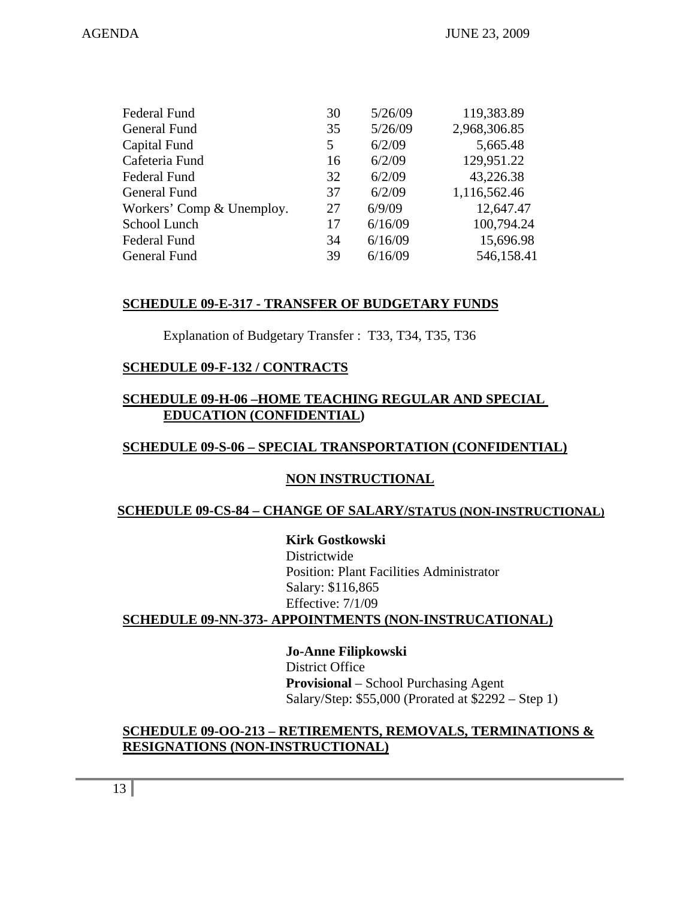| | | | |
|---|---|---|---|
| Federal Fund | 30 | 5/26/09 | 119,383.89 |
| General Fund | 35 | 5/26/09 | 2,968,306.85 |
| Capital Fund | 5 | 6/2/09 | 5,665.48 |
| Cafeteria Fund | 16 | 6/2/09 | 129,951.22 |
| Federal Fund | 32 | 6/2/09 | 43,226.38 |
| General Fund | 37 | 6/2/09 | 1,116,562.46 |
| Workers' Comp & Unemploy. | 27 | 6/9/09 | 12,647.47 |
| School Lunch | 17 | 6/16/09 | 100,794.24 |
| Federal Fund | 34 | 6/16/09 | 15,696.98 |
| General Fund | 39 | 6/16/09 | 546,158.41 |

**SCHEDULE 09-E-317 - TRANSFER OF BUDGETARY FUNDS**

Explanation of Budgetary Transfer : T33, T34, T35, T36

**SCHEDULE 09-F-132 / CONTRACTS**

**SCHEDULE 09-H-06 –HOME TEACHING REGULAR AND SPECIAL EDUCATION (CONFIDENTIAL)**

**SCHEDULE 09-S-06 – SPECIAL TRANSPORTATION (CONFIDENTIAL)**

## NON INSTRUCTIONAL

**SCHEDULE 09-CS-84 – CHANGE OF SALARY/STATUS (NON-INSTRUCTIONAL)**

**Kirk Gostkowski**
Districtwide
Position: Plant Facilities Administrator
Salary: $116,865
Effective: 7/1/09

**SCHEDULE 09-NN-373- APPOINTMENTS (NON-INSTRUCATIONAL)**

**Jo-Anne Filipkowski**
District Office
**Provisional** – School Purchasing Agent
Salary/Step: $55,000 (Prorated at $2292 – Step 1)

**SCHEDULE 09-OO-213 – RETIREMENTS, REMOVALS, TERMINATIONS & RESIGNATIONS (NON-INSTRUCTIONAL)**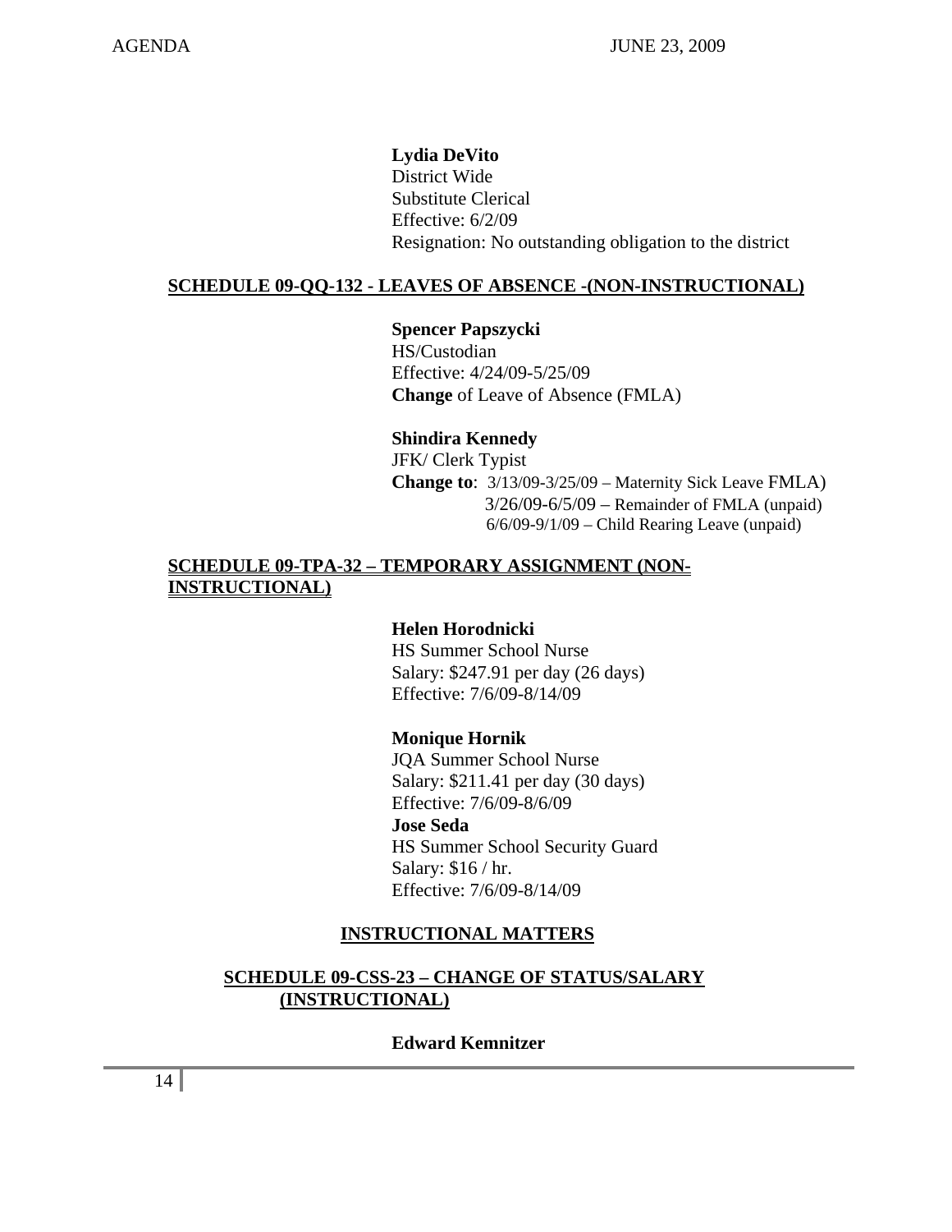**Lydia DeVito**
District Wide
Substitute Clerical
Effective: 6/2/09
Resignation: No outstanding obligation to the district

**SCHEDULE 09-QQ-132 - LEAVES OF ABSENCE -(NON-INSTRUCTIONAL)**

**Spencer Papszycki**
HS/Custodian
Effective: 4/24/09-5/25/09
**Change** of Leave of Absence (FMLA)

**Shindira Kennedy**
JFK/ Clerk Typist
**Change to**: 3/13/09-3/25/09 – Maternity Sick Leave FMLA)
3/26/09-6/5/09 – Remainder of FMLA (unpaid)
6/6/09-9/1/09 – Child Rearing Leave (unpaid)

**SCHEDULE 09-TPA-32 – TEMPORARY ASSIGNMENT (NON-INSTRUCTIONAL)**

**Helen Horodnicki**
HS Summer School Nurse
Salary: $247.91 per day (26 days)
Effective: 7/6/09-8/14/09

**Monique Hornik**
JQA Summer School Nurse
Salary: $211.41 per day (30 days)
Effective: 7/6/09-8/6/09

**Jose Seda**
HS Summer School Security Guard
Salary: $16 / hr.
Effective: 7/6/09-8/14/09

**INSTRUCTIONAL MATTERS**

**SCHEDULE 09-CSS-23 – CHANGE OF STATUS/SALARY (INSTRUCTIONAL)**

**Edward Kemnitzer**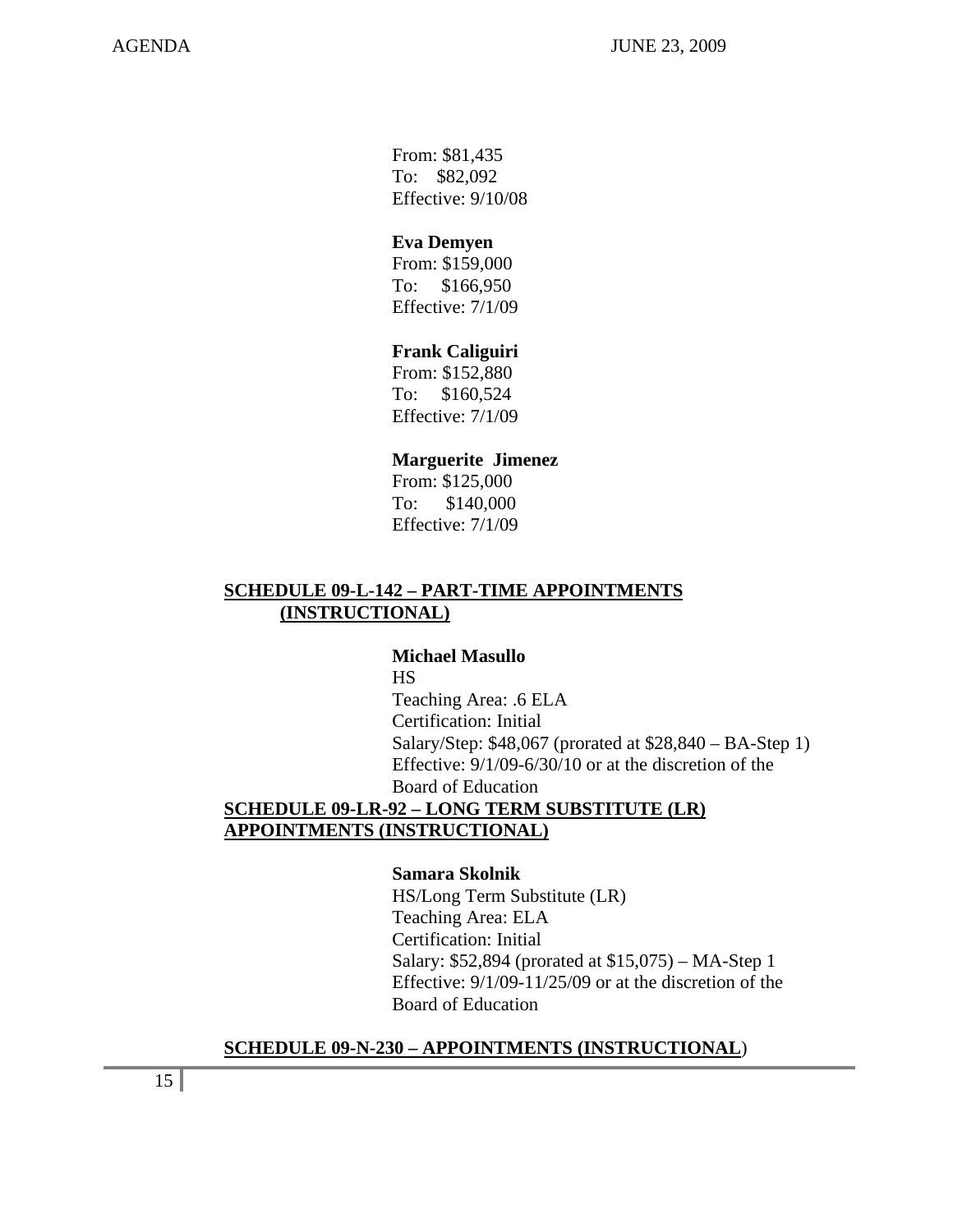From: $81,435
To: $82,092
Effective: 9/10/08

**Eva Demyen**
From: $159,000
To: $166,950
Effective: 7/1/09

**Frank Caliguiri**
From: $152,880
To: $160,524
Effective: 7/1/09

**Marguerite Jimenez**
From: $125,000
To: $140,000
Effective: 7/1/09

**<u>SCHEDULE 09-L-142 – PART-TIME APPOINTMENTS (INSTRUCTIONAL)</u>**

**Michael Masullo**
HS
Teaching Area: .6 ELA
Certification: Initial
Salary/Step: $48,067 (prorated at $28,840 – BA-Step 1)
Effective: 9/1/09-6/30/10 or at the discretion of the Board of Education

**<u>SCHEDULE 09-LR-92 – LONG TERM SUBSTITUTE (LR) APPOINTMENTS (INSTRUCTIONAL)</u>**

**Samara Skolnik**
HS/Long Term Substitute (LR)
Teaching Area: ELA
Certification: Initial
Salary: $52,894 (prorated at $15,075) – MA-Step 1
Effective: 9/1/09-11/25/09 or at the discretion of the Board of Education

**<u>SCHEDULE 09-N-230 – APPOINTMENTS (INSTRUCTIONAL</u>)**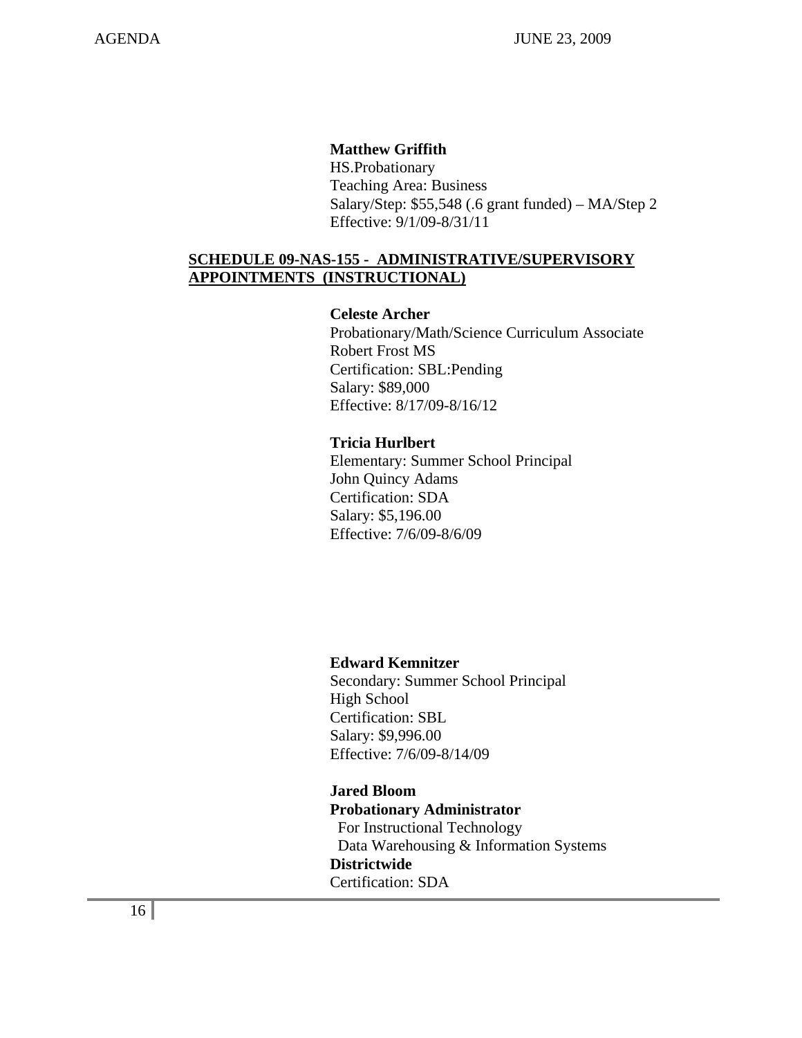**Matthew Griffith**
HS.Probationary
Teaching Area: Business
Salary/Step: $55,548 (.6 grant funded) – MA/Step 2
Effective: 9/1/09-8/31/11

**SCHEDULE 09-NAS-155 - ADMINISTRATIVE/SUPERVISORY APPOINTMENTS (INSTRUCTIONAL)**

**Celeste Archer**
Probationary/Math/Science Curriculum Associate
Robert Frost MS
Certification: SBL:Pending
Salary: $89,000
Effective: 8/17/09-8/16/12

**Tricia Hurlbert**
Elementary: Summer School Principal
John Quincy Adams
Certification: SDA
Salary: $5,196.00
Effective: 7/6/09-8/6/09

**Edward Kemnitzer**
Secondary: Summer School Principal
High School
Certification: SBL
Salary: $9,996.00
Effective: 7/6/09-8/14/09

**Jared Bloom**
**Probationary Administrator**
For Instructional Technology
Data Warehousing & Information Systems
**Districtwide**
Certification: SDA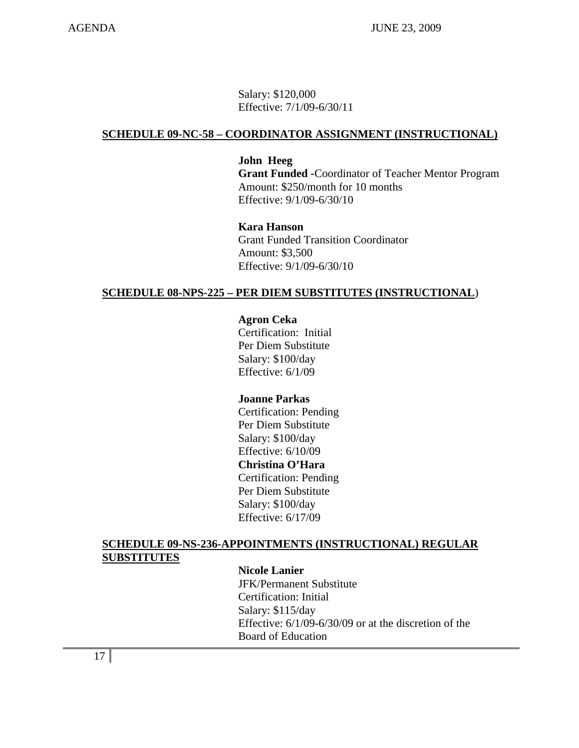Salary: $120,000
Effective: 7/1/09-6/30/11

**SCHEDULE 09-NC-58 – COORDINATOR ASSIGNMENT (INSTRUCTIONAL)**

**John Heeg**
**Grant Funded -**Coordinator of Teacher Mentor Program
Amount: $250/month for 10 months
Effective: 9/1/09-6/30/10

**Kara Hanson**
Grant Funded Transition Coordinator
Amount: $3,500
Effective: 9/1/09-6/30/10

**SCHEDULE 08-NPS-225 – PER DIEM SUBSTITUTES (INSTRUCTIONAL)**

**Agron Ceka**
Certification: Initial
Per Diem Substitute
Salary: $100/day
Effective: 6/1/09

**Joanne Parkas**
Certification: Pending
Per Diem Substitute
Salary: $100/day
Effective: 6/10/09

**Christina O'Hara**
Certification: Pending
Per Diem Substitute
Salary: $100/day
Effective: 6/17/09

**SCHEDULE 09-NS-236-APPOINTMENTS (INSTRUCTIONAL) REGULAR SUBSTITUTES**

**Nicole Lanier**
JFK/Permanent Substitute
Certification: Initial
Salary: $115/day
Effective: 6/1/09-6/30/09 or at the discretion of the Board of Education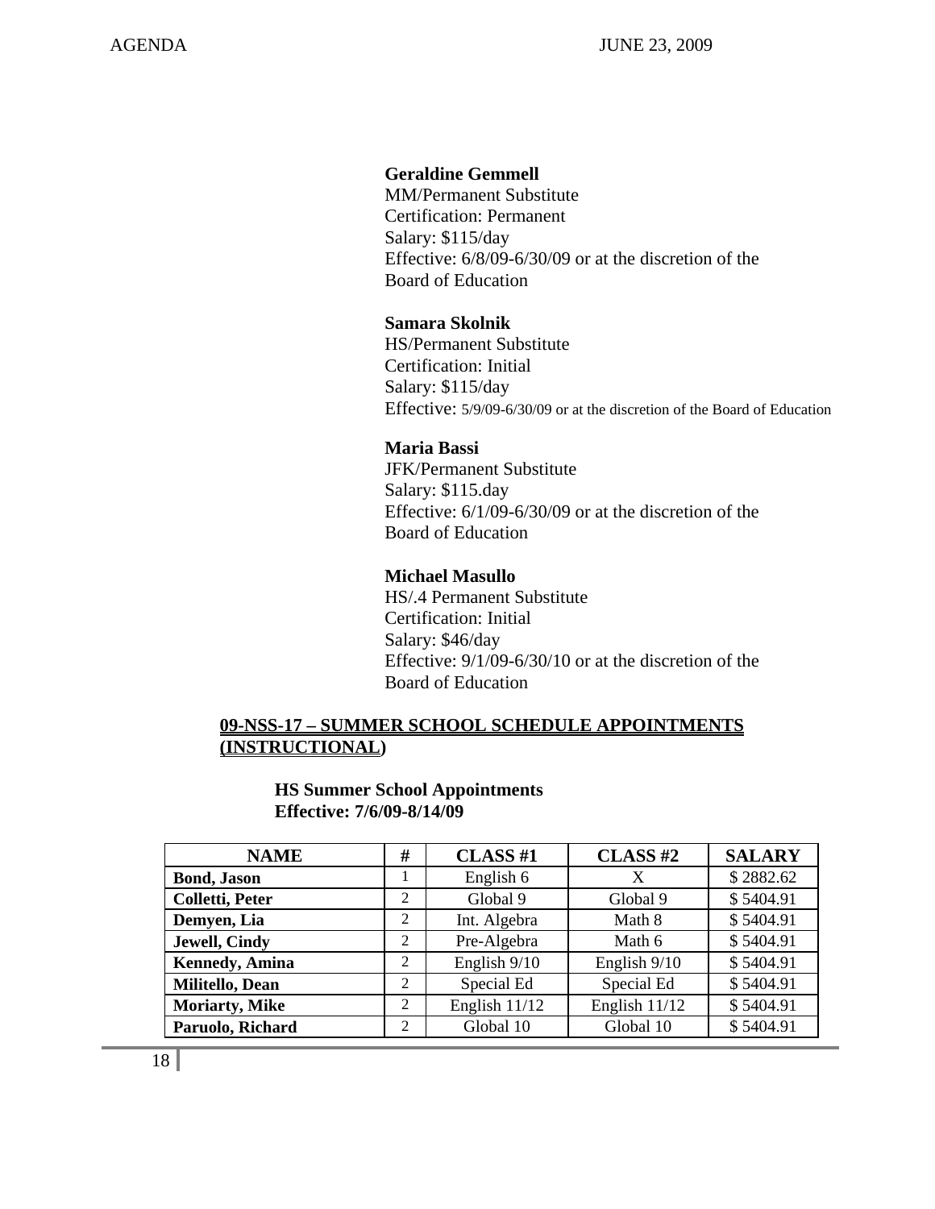**Geraldine Gemmell**
MM/Permanent Substitute
Certification: Permanent
Salary: $115/day
Effective: 6/8/09-6/30/09 or at the discretion of the Board of Education

**Samara Skolnik**
HS/Permanent Substitute
Certification: Initial
Salary: $115/day
Effective: 5/9/09-6/30/09 or at the discretion of the Board of Education

**Maria Bassi**
JFK/Permanent Substitute
Salary: $115.day
Effective: 6/1/09-6/30/09 or at the discretion of the Board of Education

**Michael Masullo**
HS/.4 Permanent Substitute
Certification: Initial
Salary: $46/day
Effective: 9/1/09-6/30/10 or at the discretion of the Board of Education

**09-NSS-17 – SUMMER SCHOOL SCHEDULE APPOINTMENTS (INSTRUCTIONAL)**

**HS Summer School Appointments**
**Effective: 7/6/09-8/14/09**

| NAME | # | CLASS #1 | CLASS #2 | SALARY |
|---|---|---|---|---|
| **Bond, Jason** | 1 | English 6 | X | $ 2882.62 |
| **Colletti, Peter** | 2 | Global 9 | Global 9 | $ 5404.91 |
| **Demyen, Lia** | 2 | Int. Algebra | Math 8 | $ 5404.91 |
| **Jewell, Cindy** | 2 | Pre-Algebra | Math 6 | $ 5404.91 |
| **Kennedy, Amina** | 2 | English 9/10 | English 9/10 | $ 5404.91 |
| **Militello, Dean** | 2 | Special Ed | Special Ed | $ 5404.91 |
| **Moriarty, Mike** | 2 | English 11/12 | English 11/12 | $ 5404.91 |
| **Paruolo, Richard** | 2 | Global 10 | Global 10 | $ 5404.91 |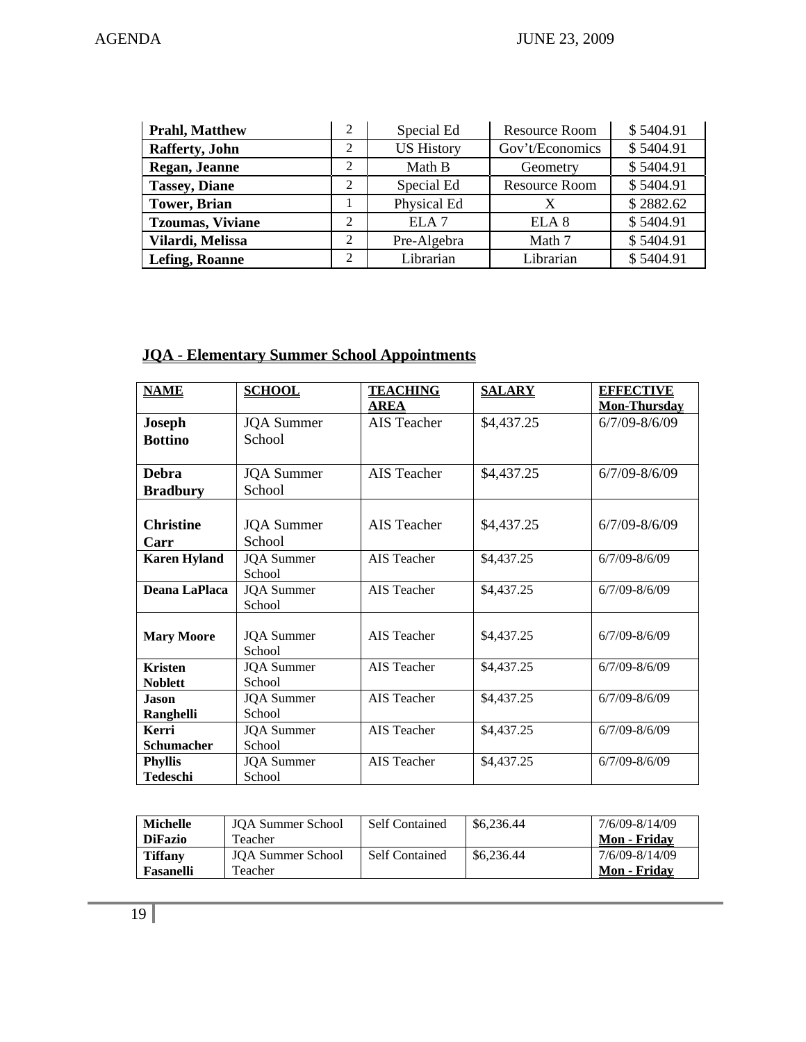| | | | | |
|---|---|---|---|---|
| **Prahl, Matthew** | 2 | Special Ed | Resource Room | $ 5404.91 |
| **Rafferty, John** | 2 | US History | Gov't/Economics | $ 5404.91 |
| **Regan, Jeanne** | 2 | Math B | Geometry | $ 5404.91 |
| **Tassey, Diane** | 2 | Special Ed | Resource Room | $ 5404.91 |
| **Tower, Brian** | 1 | Physical Ed | X | $ 2882.62 |
| **Tzoumas, Viviane** | 2 | ELA 7 | ELA 8 | $ 5404.91 |
| **Vilardi, Melissa** | 2 | Pre-Algebra | Math 7 | $ 5404.91 |
| **Lefing, Roanne** | 2 | Librarian | Librarian | $ 5404.91 |

## JQA - Elementary Summer School Appointments

| NAME | SCHOOL | TEACHING AREA | SALARY | EFFECTIVE Mon-Thursday |
|---|---|---|---|---|
| **Joseph Bottino** | JQA Summer School | AIS Teacher | $4,437.25 | 6/7/09-8/6/09 |
| **Debra Bradbury** | JQA Summer School | AIS Teacher | $4,437.25 | 6/7/09-8/6/09 |
| **Christine Carr** | JQA Summer School | AIS Teacher | $4,437.25 | 6/7/09-8/6/09 |
| **Karen Hyland** | JQA Summer School | AIS Teacher | $4,437.25 | 6/7/09-8/6/09 |
| **Deana LaPlaca** | JQA Summer School | AIS Teacher | $4,437.25 | 6/7/09-8/6/09 |
| **Mary Moore** | JQA Summer School | AIS Teacher | $4,437.25 | 6/7/09-8/6/09 |
| **Kristen Noblett** | JQA Summer School | AIS Teacher | $4,437.25 | 6/7/09-8/6/09 |
| **Jason Ranghelli** | JQA Summer School | AIS Teacher | $4,437.25 | 6/7/09-8/6/09 |
| **Kerri Schumacher** | JQA Summer School | AIS Teacher | $4,437.25 | 6/7/09-8/6/09 |
| **Phyllis Tedeschi** | JQA Summer School | AIS Teacher | $4,437.25 | 6/7/09-8/6/09 |

| | | | | |
|---|---|---|---|---|
| **Michelle DiFazio** | JQA Summer School Teacher | Self Contained | $6,236.44 | 7/6/09-8/14/09 **Mon - Friday** |
| **Tiffany Fasanelli** | JQA Summer School Teacher | Self Contained | $6,236.44 | 7/6/09-8/14/09 **Mon - Friday** |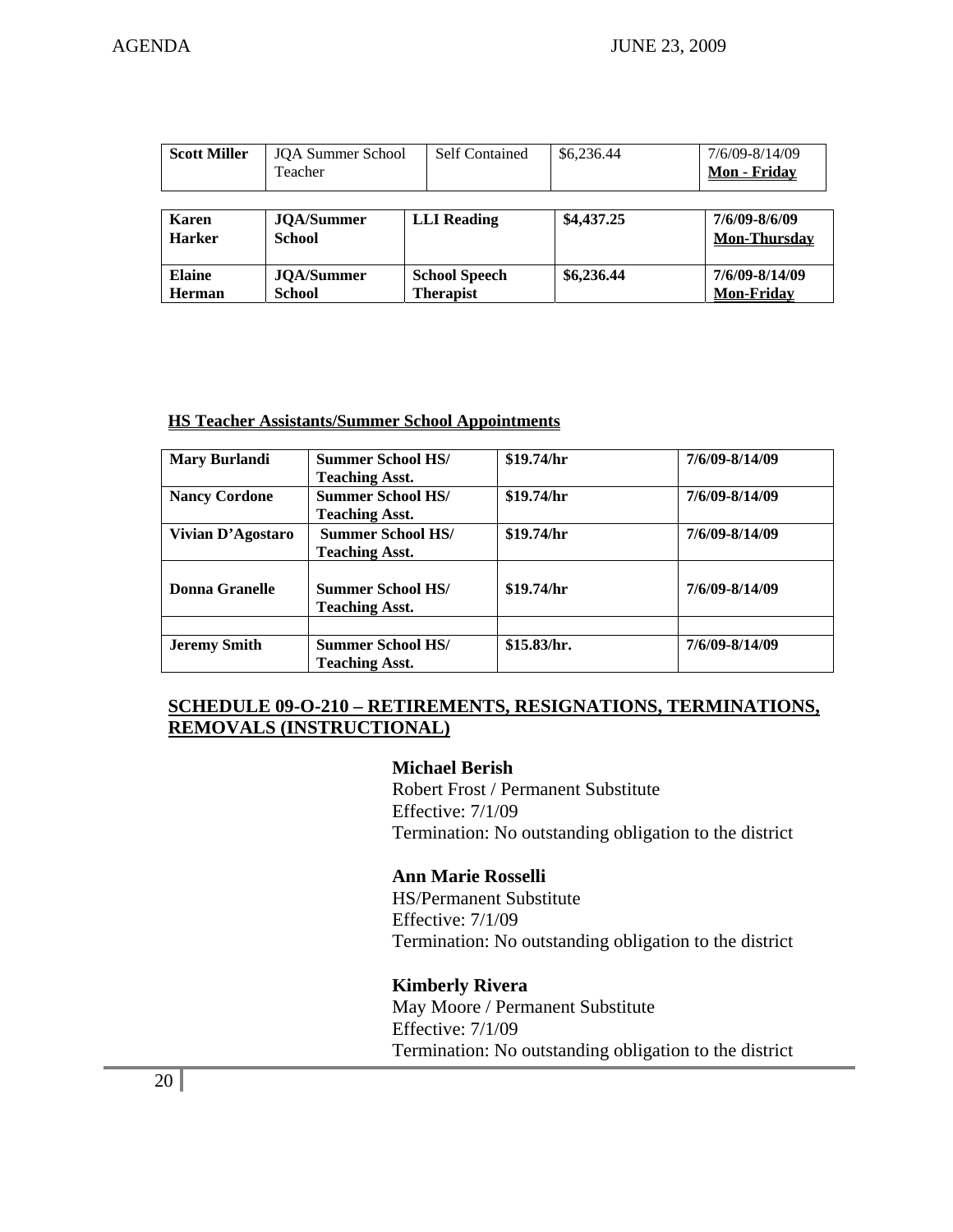| **Scott Miller** | JQA Summer School Teacher | Self Contained | $6,236.44 | 7/6/09-8/14/09 **Mon - Friday** |
| --- | --- | --- | --- | --- |

| **Karen Harker** | **JQA/Summer School** | **LLI Reading** | **$4,437.25** | **7/6/09-8/6/09 Mon-Thursday** |
| --- | --- | --- | --- | --- |
| **Elaine Herman** | **JQA/Summer School** | **School Speech Therapist** | **$6,236.44** | **7/6/09-8/14/09 Mon-Friday** |

**HS Teacher Assistants/Summer School Appointments**

| **Mary Burlandi** | **Summer School HS/ Teaching Asst.** | **$19.74/hr** | **7/6/09-8/14/09** |
| --- | --- | --- | --- |
| **Nancy Cordone** | **Summer School HS/ Teaching Asst.** | **$19.74/hr** | **7/6/09-8/14/09** |
| **Vivian D'Agostaro** | **Summer School HS/ Teaching Asst.** | **$19.74/hr** | **7/6/09-8/14/09** |
| **Donna Granelle** | **Summer School HS/ Teaching Asst.** | **$19.74/hr** | **7/6/09-8/14/09** |
| | | | |
| **Jeremy Smith** | **Summer School HS/ Teaching Asst.** | **$15.83/hr.** | **7/6/09-8/14/09** |

## SCHEDULE 09-O-210 – RETIREMENTS, RESIGNATIONS, TERMINATIONS, REMOVALS (INSTRUCTIONAL)

**Michael Berish**
Robert Frost / Permanent Substitute
Effective: 7/1/09
Termination: No outstanding obligation to the district

**Ann Marie Rosselli**
HS/Permanent Substitute
Effective: 7/1/09
Termination: No outstanding obligation to the district

**Kimberly Rivera**
May Moore / Permanent Substitute
Effective: 7/1/09
Termination: No outstanding obligation to the district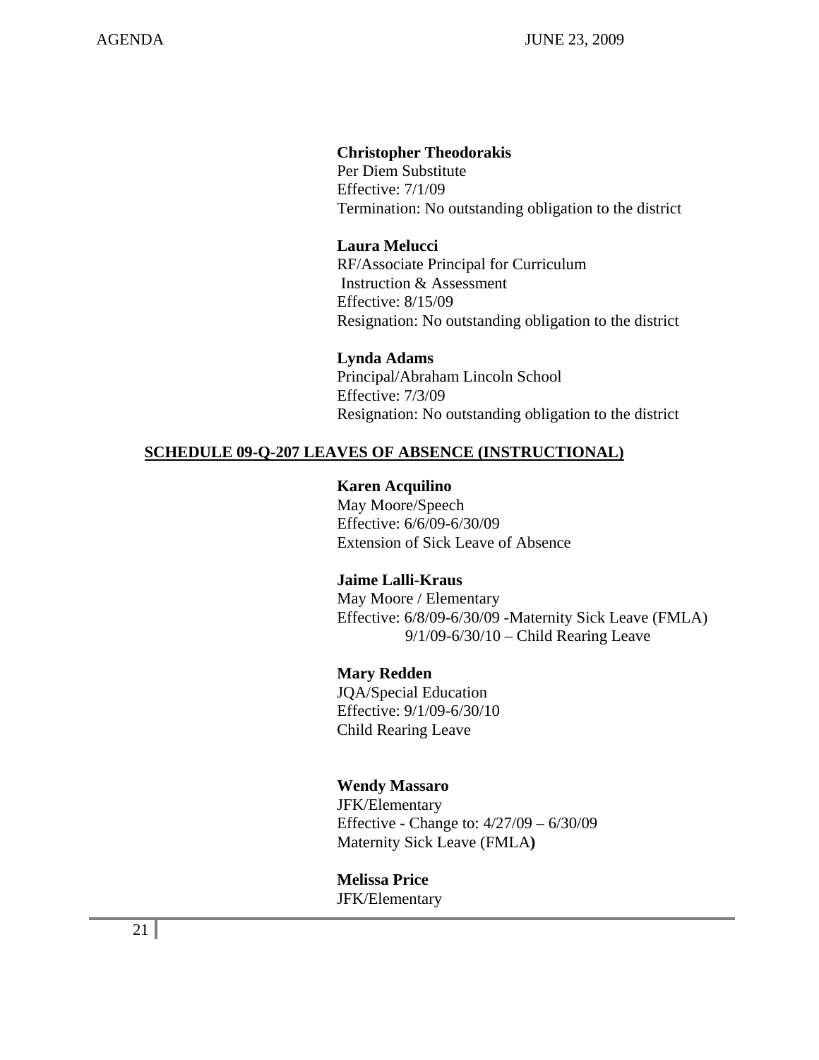**Christopher Theodorakis**
Per Diem Substitute
Effective: 7/1/09
Termination: No outstanding obligation to the district

**Laura Melucci**
RF/Associate Principal for Curriculum
Instruction & Assessment
Effective: 8/15/09
Resignation: No outstanding obligation to the district

**Lynda Adams**
Principal/Abraham Lincoln School
Effective: 7/3/09
Resignation: No outstanding obligation to the district

## SCHEDULE 09-Q-207 LEAVES OF ABSENCE (INSTRUCTIONAL)

**Karen Acquilino**
May Moore/Speech
Effective: 6/6/09-6/30/09
Extension of Sick Leave of Absence

**Jaime Lalli-Kraus**
May Moore / Elementary
Effective: 6/8/09-6/30/09 -Maternity Sick Leave (FMLA)
9/1/09-6/30/10 – Child Rearing Leave

**Mary Redden**
JQA/Special Education
Effective: 9/1/09-6/30/10
Child Rearing Leave

**Wendy Massaro**
JFK/Elementary
Effective - Change to: 4/27/09 – 6/30/09
Maternity Sick Leave (FMLA)

**Melissa Price**
JFK/Elementary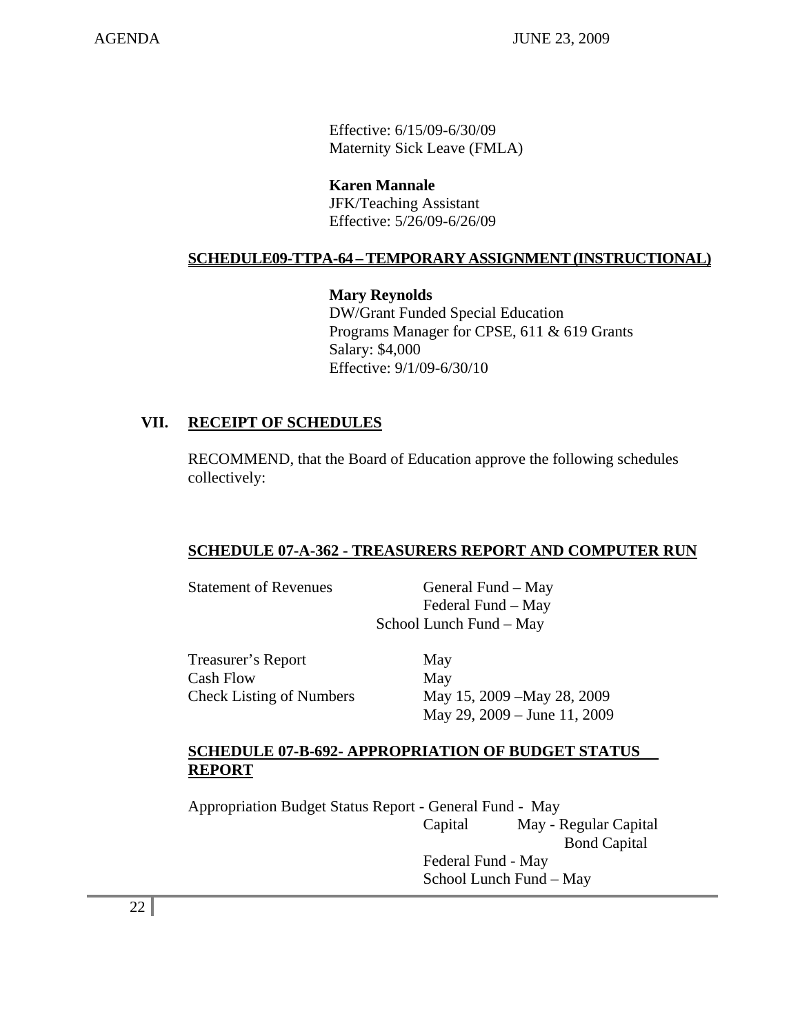Effective: 6/15/09-6/30/09
Maternity Sick Leave (FMLA)

**Karen Mannale**
JFK/Teaching Assistant
Effective: 5/26/09-6/26/09

**SCHEDULE09-TTPA-64 – TEMPORARY ASSIGNMENT (INSTRUCTIONAL)**

**Mary Reynolds**
DW/Grant Funded Special Education
Programs Manager for CPSE, 611 & 619 Grants
Salary: $4,000
Effective: 9/1/09-6/30/10

## VII. RECEIPT OF SCHEDULES

RECOMMEND, that the Board of Education approve the following schedules collectively:

**SCHEDULE 07-A-362 - TREASURERS REPORT AND COMPUTER RUN**

Statement of Revenues — General Fund – May
Federal Fund – May
School Lunch Fund – May

Treasurer's Report — May
Cash Flow — May
Check Listing of Numbers — May 15, 2009 –May 28, 2009
May 29, 2009 – June 11, 2009

**SCHEDULE 07-B-692- APPROPRIATION OF BUDGET STATUS REPORT**

Appropriation Budget Status Report - General Fund - May
Capital — May - Regular Capital
Bond Capital
Federal Fund - May
School Lunch Fund – May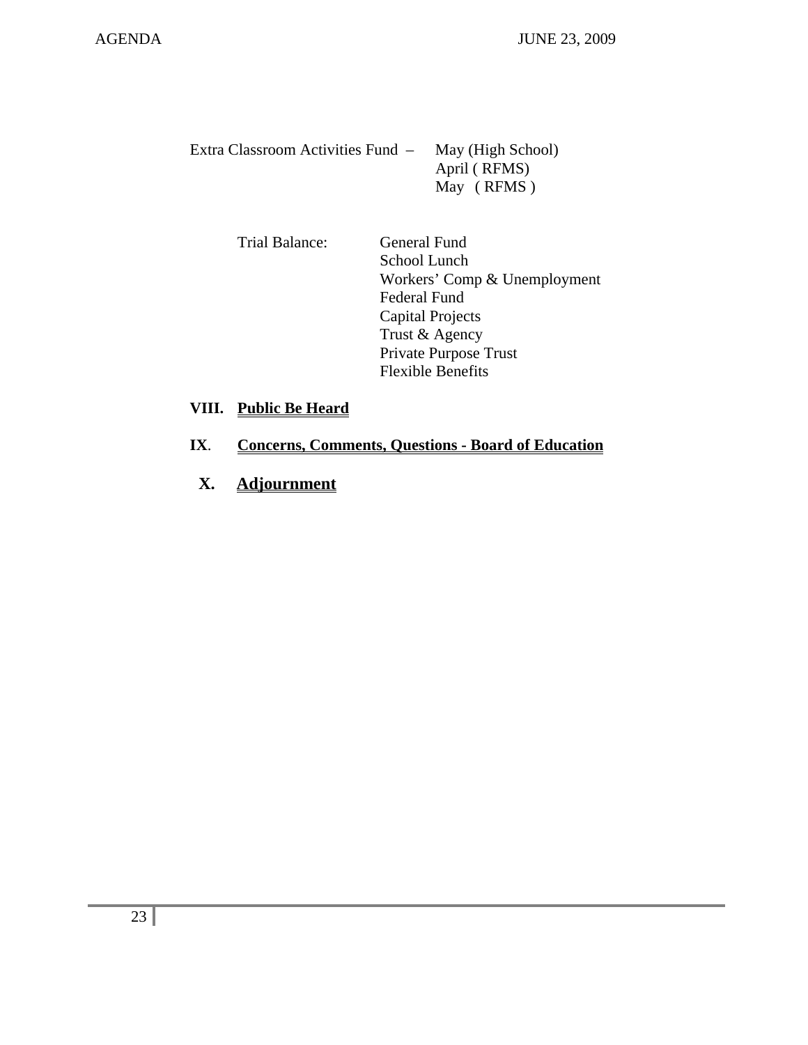Extra Classroom Activities Fund – May (High School)
April ( RFMS)
May ( RFMS )

Trial Balance:
- General Fund
- School Lunch
- Workers' Comp & Unemployment
- Federal Fund
- Capital Projects
- Trust & Agency
- Private Purpose Trust
- Flexible Benefits

## VIII. Public Be Heard

## IX. Concerns, Comments, Questions - Board of Education

## X. Adjournment